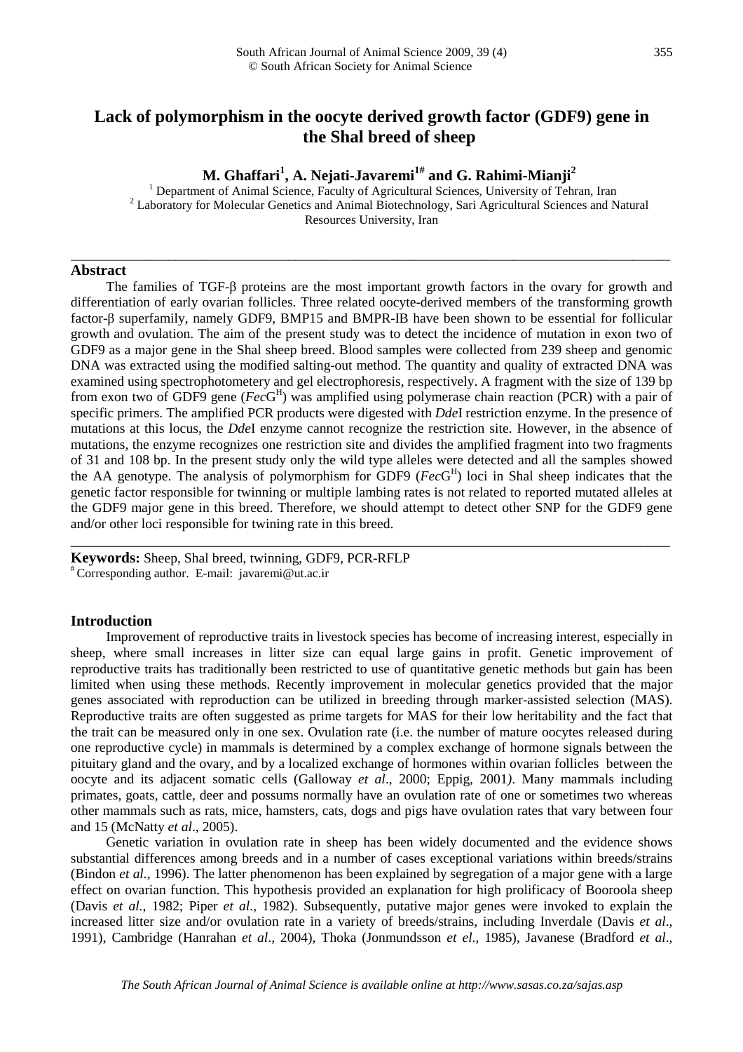# Lack of polymorphism in the oocyte derived growth factor (GDF9) gene in the Shal breed of sheep

**M. Ghaffari[1], A. Nejati-Javaremi[1#] and G. Rahimi-Mianji[2]**

[1] Department of Animal Science, Faculty of Agricultural Sciences, University of Tehran, Iran
[2] Laboratory for Molecular Genetics and Animal Biotechnology, Sari Agricultural Sciences and Natural Resources University, Iran

---

## Abstract

The families of TGF-β proteins are the most important growth factors in the ovary for growth and differentiation of early ovarian follicles. Three related oocyte-derived members of the transforming growth factor-β superfamily, namely GDF9, BMP15 and BMPR-IB have been shown to be essential for follicular growth and ovulation. The aim of the present study was to detect the incidence of mutation in exon two of GDF9 as a major gene in the Shal sheep breed. Blood samples were collected from 239 sheep and genomic DNA was extracted using the modified salting-out method. The quantity and quality of extracted DNA was examined using spectrophotometery and gel electrophoresis, respectively. A fragment with the size of 139 bp from exon two of GDF9 gene (*Fec*G[H]) was amplified using polymerase chain reaction (PCR) with a pair of specific primers. The amplified PCR products were digested with *Dde*I restriction enzyme. In the presence of mutations at this locus, the *Dde*I enzyme cannot recognize the restriction site. However, in the absence of mutations, the enzyme recognizes one restriction site and divides the amplified fragment into two fragments of 31 and 108 bp. In the present study only the wild type alleles were detected and all the samples showed the AA genotype. The analysis of polymorphism for GDF9 (*Fec*G[H]) loci in Shal sheep indicates that the genetic factor responsible for twinning or multiple lambing rates is not related to reported mutated alleles at the GDF9 major gene in this breed. Therefore, we should attempt to detect other SNP for the GDF9 gene and/or other loci responsible for twining rate in this breed.

---

**Keywords:** Sheep, Shal breed, twinning, GDF9, PCR-RFLP

[#] Corresponding author. E-mail: javaremi@ut.ac.ir

## Introduction

Improvement of reproductive traits in livestock species has become of increasing interest, especially in sheep, where small increases in litter size can equal large gains in profit. Genetic improvement of reproductive traits has traditionally been restricted to use of quantitative genetic methods but gain has been limited when using these methods. Recently improvement in molecular genetics provided that the major genes associated with reproduction can be utilized in breeding through marker-assisted selection (MAS). Reproductive traits are often suggested as prime targets for MAS for their low heritability and the fact that the trait can be measured only in one sex. Ovulation rate (i.e. the number of mature oocytes released during one reproductive cycle) in mammals is determined by a complex exchange of hormone signals between the pituitary gland and the ovary, and by a localized exchange of hormones within ovarian follicles between the oocyte and its adjacent somatic cells (Galloway *et al*., 2000; Eppig, 2001*)*. Many mammals including primates, goats, cattle, deer and possums normally have an ovulation rate of one or sometimes two whereas other mammals such as rats, mice, hamsters, cats, dogs and pigs have ovulation rates that vary between four and 15 (McNatty *et al*., 2005).

Genetic variation in ovulation rate in sheep has been widely documented and the evidence shows substantial differences among breeds and in a number of cases exceptional variations within breeds/strains (Bindon *et al*., 1996). The latter phenomenon has been explained by segregation of a major gene with a large effect on ovarian function. This hypothesis provided an explanation for high prolificacy of Booroola sheep (Davis *et al.*, 1982; Piper *et al*., 1982). Subsequently, putative major genes were invoked to explain the increased litter size and/or ovulation rate in a variety of breeds/strains, including Inverdale (Davis *et al*., 1991), Cambridge (Hanrahan *et al*., 2004), Thoka (Jonmundsson *et el.*, 1985), Javanese (Bradford *et al*.,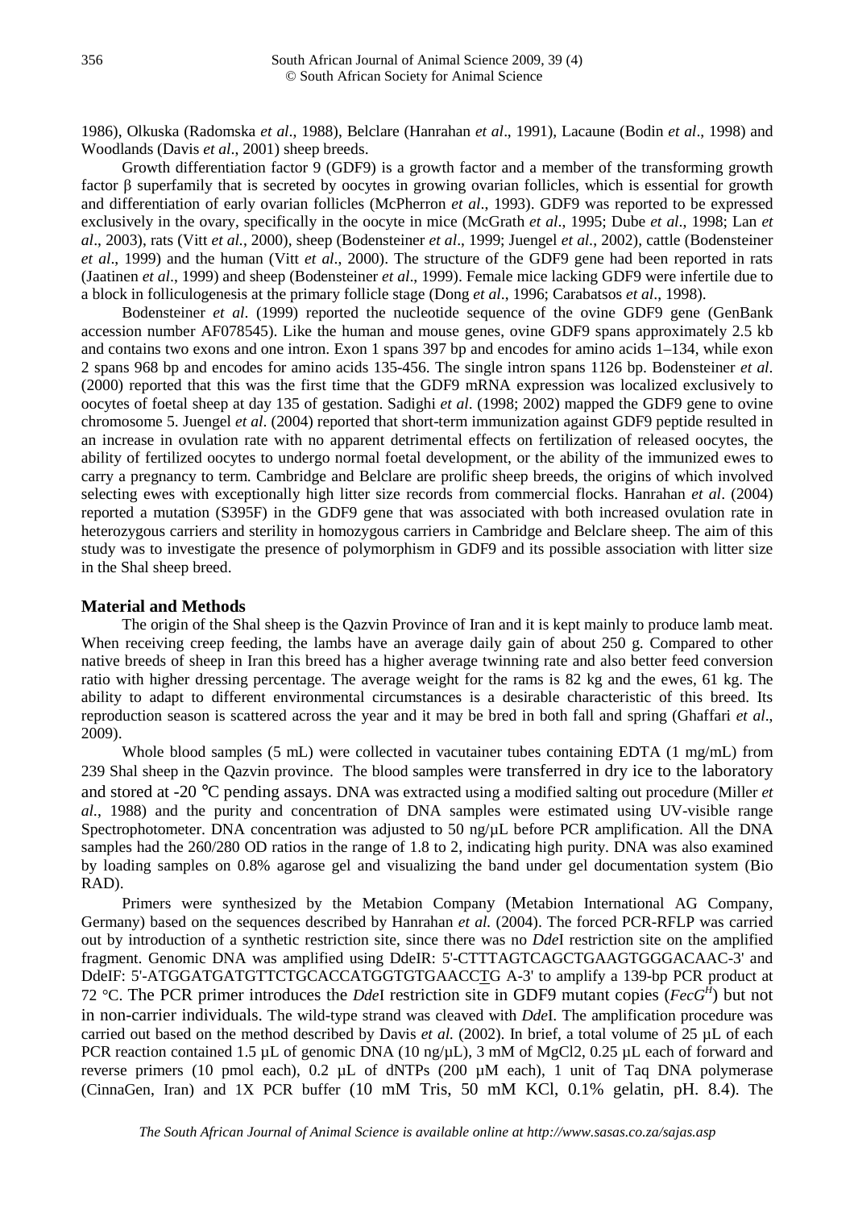1986), Olkuska (Radomska *et al*., 1988), Belclare (Hanrahan *et al*., 1991), Lacaune (Bodin *et al*., 1998) and Woodlands (Davis *et al*., 2001) sheep breeds.

Growth differentiation factor 9 (GDF9) is a growth factor and a member of the transforming growth factor β superfamily that is secreted by oocytes in growing ovarian follicles, which is essential for growth and differentiation of early ovarian follicles (McPherron *et al*., 1993). GDF9 was reported to be expressed exclusively in the ovary, specifically in the oocyte in mice (McGrath *et al*., 1995; Dube *et al*., 1998; Lan *et al*., 2003), rats (Vitt *et al.*, 2000), sheep (Bodensteiner *et al*., 1999; Juengel *et al*., 2002), cattle (Bodensteiner *et al*., 1999) and the human (Vitt *et al*., 2000). The structure of the GDF9 gene had been reported in rats (Jaatinen *et al*., 1999) and sheep (Bodensteiner *et al*., 1999). Female mice lacking GDF9 were infertile due to a block in folliculogenesis at the primary follicle stage (Dong *et al*., 1996; Carabatsos *et al*., 1998).

Bodensteiner *et al*. (1999) reported the nucleotide sequence of the ovine GDF9 gene (GenBank accession number AF078545). Like the human and mouse genes, ovine GDF9 spans approximately 2.5 kb and contains two exons and one intron. Exon 1 spans 397 bp and encodes for amino acids 1–134, while exon 2 spans 968 bp and encodes for amino acids 135-456. The single intron spans 1126 bp. Bodensteiner *et al*. (2000) reported that this was the first time that the GDF9 mRNA expression was localized exclusively to oocytes of foetal sheep at day 135 of gestation. Sadighi *et al*. (1998; 2002) mapped the GDF9 gene to ovine chromosome 5. Juengel *et al*. (2004) reported that short-term immunization against GDF9 peptide resulted in an increase in ovulation rate with no apparent detrimental effects on fertilization of released oocytes, the ability of fertilized oocytes to undergo normal foetal development, or the ability of the immunized ewes to carry a pregnancy to term. Cambridge and Belclare are prolific sheep breeds, the origins of which involved selecting ewes with exceptionally high litter size records from commercial flocks. Hanrahan *et al*. (2004) reported a mutation (S395F) in the GDF9 gene that was associated with both increased ovulation rate in heterozygous carriers and sterility in homozygous carriers in Cambridge and Belclare sheep. The aim of this study was to investigate the presence of polymorphism in GDF9 and its possible association with litter size in the Shal sheep breed.

## Material and Methods

The origin of the Shal sheep is the Qazvin Province of Iran and it is kept mainly to produce lamb meat. When receiving creep feeding, the lambs have an average daily gain of about 250 g. Compared to other native breeds of sheep in Iran this breed has a higher average twinning rate and also better feed conversion ratio with higher dressing percentage. The average weight for the rams is 82 kg and the ewes, 61 kg. The ability to adapt to different environmental circumstances is a desirable characteristic of this breed. Its reproduction season is scattered across the year and it may be bred in both fall and spring (Ghaffari *et al*., 2009).

Whole blood samples (5 mL) were collected in vacutainer tubes containing EDTA (1 mg/mL) from 239 Shal sheep in the Qazvin province. The blood samples were transferred in dry ice to the laboratory and stored at -20 °C pending assays. DNA was extracted using a modified salting out procedure (Miller *et al*., 1988) and the purity and concentration of DNA samples were estimated using UV-visible range Spectrophotometer. DNA concentration was adjusted to 50 ng/µL before PCR amplification. All the DNA samples had the 260/280 OD ratios in the range of 1.8 to 2, indicating high purity. DNA was also examined by loading samples on 0.8% agarose gel and visualizing the band under gel documentation system (Bio RAD).

Primers were synthesized by the Metabion Company (Metabion International AG Company, Germany) based on the sequences described by Hanrahan *et al.* (2004). The forced PCR-RFLP was carried out by introduction of a synthetic restriction site, since there was no *Dde*I restriction site on the amplified fragment. Genomic DNA was amplified using DdeIR: 5'-CTTTAGTCAGCTGAAGTGGGACAAC-3' and DdeIF: 5'-ATGGATGATGTTCTGCACCATGGTGTGAACCTG A-3' to amplify a 139-bp PCR product at 72 °C. The PCR primer introduces the *Dde*I restriction site in GDF9 mutant copies ($FecG^H$) but not in non-carrier individuals. The wild-type strand was cleaved with *Dde*I. The amplification procedure was carried out based on the method described by Davis *et al.* (2002). In brief, a total volume of 25 µL of each PCR reaction contained 1.5 µL of genomic DNA (10 ng/µL), 3 mM of MgCl2, 0.25 µL each of forward and reverse primers (10 pmol each), 0.2 µL of dNTPs (200 µM each), 1 unit of Taq DNA polymerase (CinnaGen, Iran) and 1X PCR buffer (10 mM Tris, 50 mM KCl, 0.1% gelatin, pH. 8.4). The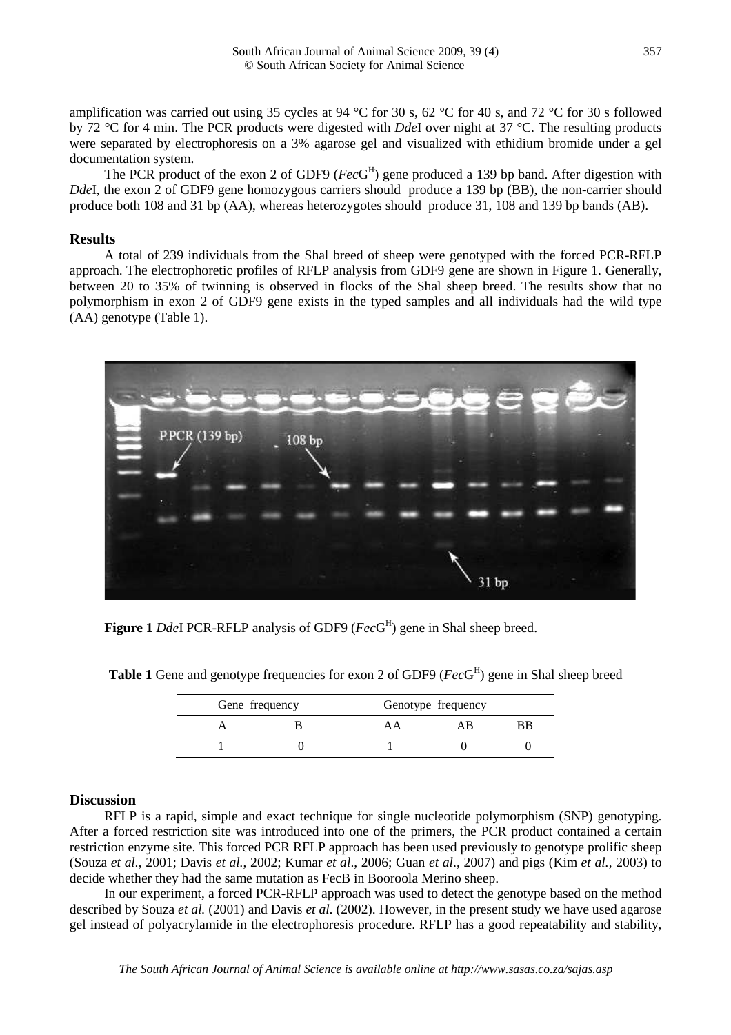amplification was carried out using 35 cycles at 94 °C for 30 s, 62 °C for 40 s, and 72 °C for 30 s followed by 72 °C for 4 min. The PCR products were digested with *Dde*I over night at 37 °C. The resulting products were separated by electrophoresis on a 3% agarose gel and visualized with ethidium bromide under a gel documentation system.

The PCR product of the exon 2 of GDF9 (*Fec*$G^H$) gene produced a 139 bp band. After digestion with *Dde*I, the exon 2 of GDF9 gene homozygous carriers should produce a 139 bp (BB), the non-carrier should produce both 108 and 31 bp (AA), whereas heterozygotes should produce 31, 108 and 139 bp bands (AB).

## Results

A total of 239 individuals from the Shal breed of sheep were genotyped with the forced PCR-RFLP approach. The electrophoretic profiles of RFLP analysis from GDF9 gene are shown in Figure 1. Generally, between 20 to 35% of twinning is observed in flocks of the Shal sheep breed. The results show that no polymorphism in exon 2 of GDF9 gene exists in the typed samples and all individuals had the wild type (AA) genotype (Table 1).

**Figure 1** *Dde*I PCR-RFLP analysis of GDF9 (*Fec*$G^H$) gene in Shal sheep breed.

**Table 1** Gene and genotype frequencies for exon 2 of GDF9 (*Fec*$G^H$) gene in Shal sheep breed

| Gene frequency | | Genotype frequency | | |
|---|---|---|---|---|
| A | B | AA | AB | BB |
| 1 | 0 | 1 | 0 | 0 |

## Discussion

RFLP is a rapid, simple and exact technique for single nucleotide polymorphism (SNP) genotyping. After a forced restriction site was introduced into one of the primers, the PCR product contained a certain restriction enzyme site. This forced PCR RFLP approach has been used previously to genotype prolific sheep (Souza *et al.*, 2001; Davis *et al.*, 2002; Kumar *et al*., 2006; Guan *et al*., 2007) and pigs (Kim *et al.*, 2003) to decide whether they had the same mutation as FecB in Booroola Merino sheep.

In our experiment, a forced PCR-RFLP approach was used to detect the genotype based on the method described by Souza *et al.* (2001) and Davis *et al.* (2002). However, in the present study we have used agarose gel instead of polyacrylamide in the electrophoresis procedure. RFLP has a good repeatability and stability,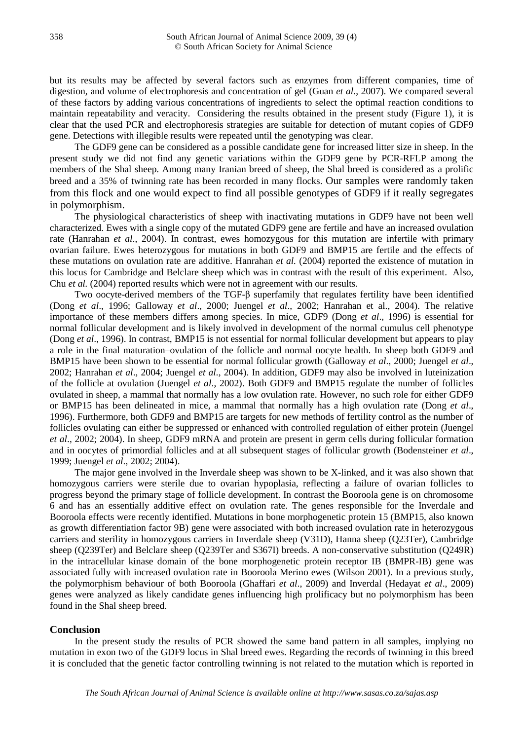but its results may be affected by several factors such as enzymes from different companies, time of digestion, and volume of electrophoresis and concentration of gel (Guan *et al.*, 2007). We compared several of these factors by adding various concentrations of ingredients to select the optimal reaction conditions to maintain repeatability and veracity. Considering the results obtained in the present study (Figure 1), it is clear that the used PCR and electrophoresis strategies are suitable for detection of mutant copies of GDF9 gene. Detections with illegible results were repeated until the genotyping was clear.

The GDF9 gene can be considered as a possible candidate gene for increased litter size in sheep. In the present study we did not find any genetic variations within the GDF9 gene by PCR-RFLP among the members of the Shal sheep. Among many Iranian breed of sheep, the Shal breed is considered as a prolific breed and a 35% of twinning rate has been recorded in many flocks. Our samples were randomly taken from this flock and one would expect to find all possible genotypes of GDF9 if it really segregates in polymorphism.

The physiological characteristics of sheep with inactivating mutations in GDF9 have not been well characterized. Ewes with a single copy of the mutated GDF9 gene are fertile and have an increased ovulation rate (Hanrahan *et al*., 2004). In contrast, ewes homozygous for this mutation are infertile with primary ovarian failure. Ewes heterozygous for mutations in both GDF9 and BMP15 are fertile and the effects of these mutations on ovulation rate are additive. Hanrahan *et al.* (2004) reported the existence of mutation in this locus for Cambridge and Belclare sheep which was in contrast with the result of this experiment. Also, Chu *et al.* (2004) reported results which were not in agreement with our results.

Two oocyte-derived members of the TGF-β superfamily that regulates fertility have been identified (Dong *et al*., 1996; Galloway *et al*., 2000; Juengel *et al*., 2002; Hanrahan et al., 2004). The relative importance of these members differs among species. In mice, GDF9 (Dong *et al*., 1996) is essential for normal follicular development and is likely involved in development of the normal cumulus cell phenotype (Dong *et al*., 1996). In contrast, BMP15 is not essential for normal follicular development but appears to play a role in the final maturation–ovulation of the follicle and normal oocyte health. In sheep both GDF9 and BMP15 have been shown to be essential for normal follicular growth (Galloway *et al*., 2000; Juengel *et al*., 2002; Hanrahan *et al*., 2004; Juengel *et al*., 2004). In addition, GDF9 may also be involved in luteinization of the follicle at ovulation (Juengel *et al*., 2002). Both GDF9 and BMP15 regulate the number of follicles ovulated in sheep, a mammal that normally has a low ovulation rate. However, no such role for either GDF9 or BMP15 has been delineated in mice, a mammal that normally has a high ovulation rate (Dong *et al*., 1996). Furthermore, both GDF9 and BMP15 are targets for new methods of fertility control as the number of follicles ovulating can either be suppressed or enhanced with controlled regulation of either protein (Juengel *et al*., 2002; 2004). In sheep, GDF9 mRNA and protein are present in germ cells during follicular formation and in oocytes of primordial follicles and at all subsequent stages of follicular growth (Bodensteiner *et al*., 1999; Juengel *et al*., 2002; 2004).

The major gene involved in the Inverdale sheep was shown to be X-linked, and it was also shown that homozygous carriers were sterile due to ovarian hypoplasia, reflecting a failure of ovarian follicles to progress beyond the primary stage of follicle development. In contrast the Booroola gene is on chromosome 6 and has an essentially additive effect on ovulation rate. The genes responsible for the Inverdale and Booroola effects were recently identified. Mutations in bone morphogenetic protein 15 (BMP15, also known as growth differentiation factor 9B) gene were associated with both increased ovulation rate in heterozygous carriers and sterility in homozygous carriers in Inverdale sheep (V31D), Hanna sheep (Q23Ter), Cambridge sheep (Q239Ter) and Belclare sheep (Q239Ter and S367I) breeds. A non-conservative substitution (Q249R) in the intracellular kinase domain of the bone morphogenetic protein receptor IB (BMPR-IB) gene was associated fully with increased ovulation rate in Booroola Merino ewes (Wilson 2001). In a previous study, the polymorphism behaviour of both Booroola (Ghaffari *et al*., 2009) and Inverdal (Hedayat *et al*., 2009) genes were analyzed as likely candidate genes influencing high prolificacy but no polymorphism has been found in the Shal sheep breed.

## Conclusion

In the present study the results of PCR showed the same band pattern in all samples, implying no mutation in exon two of the GDF9 locus in Shal breed ewes. Regarding the records of twinning in this breed it is concluded that the genetic factor controlling twinning is not related to the mutation which is reported in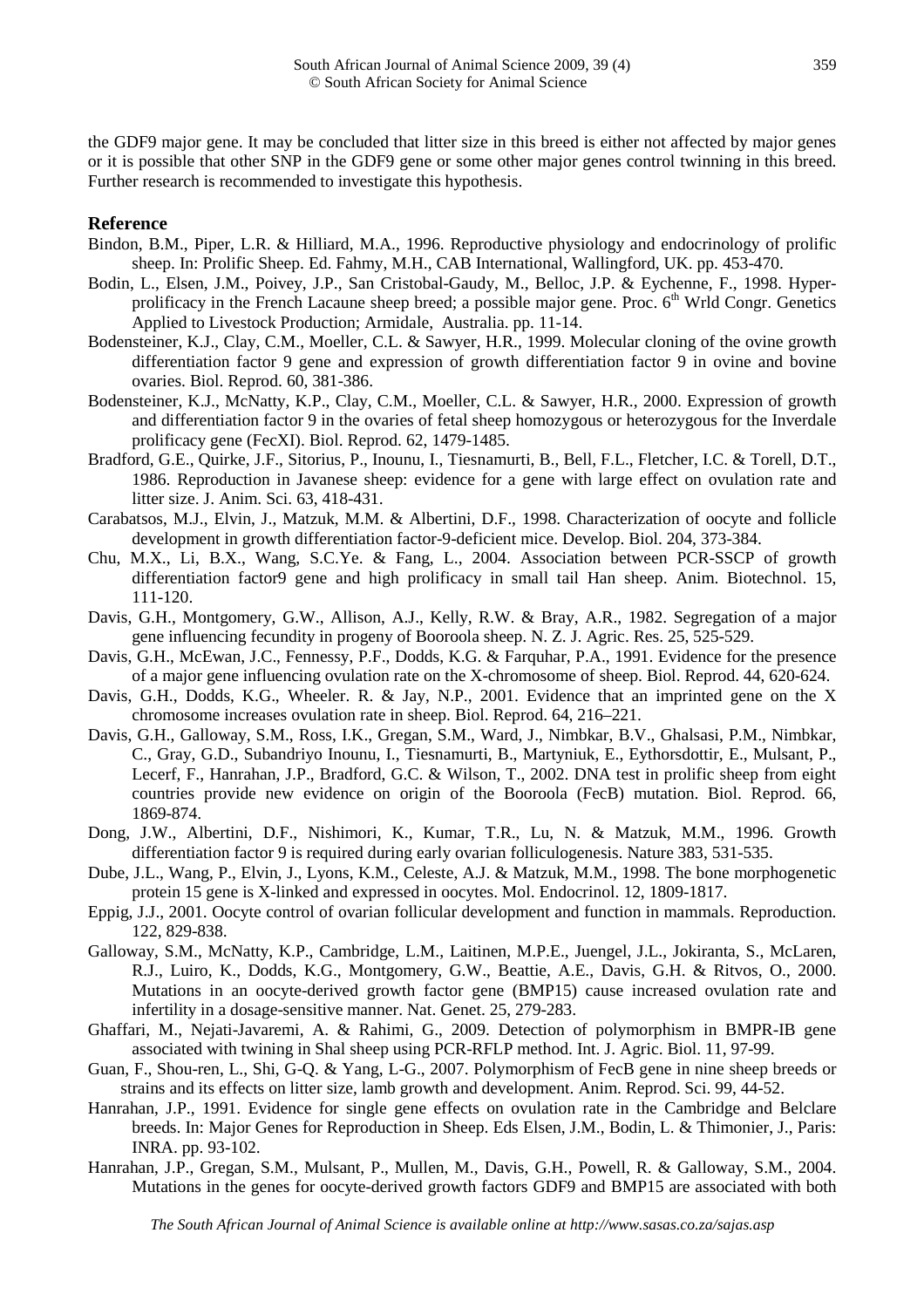the GDF9 major gene. It may be concluded that litter size in this breed is either not affected by major genes or it is possible that other SNP in the GDF9 gene or some other major genes control twinning in this breed. Further research is recommended to investigate this hypothesis.

## Reference

Bindon, B.M., Piper, L.R. & Hilliard, M.A., 1996. Reproductive physiology and endocrinology of prolific sheep. In: Prolific Sheep. Ed. Fahmy, M.H., CAB International, Wallingford, UK. pp. 453-470.

Bodin, L., Elsen, J.M., Poivey, J.P., San Cristobal-Gaudy, M., Belloc, J.P. & Eychenne, F., 1998. Hyper-prolificacy in the French Lacaune sheep breed; a possible major gene. Proc. 6th Wrld Congr. Genetics Applied to Livestock Production; Armidale, Australia. pp. 11-14.

Bodensteiner, K.J., Clay, C.M., Moeller, C.L. & Sawyer, H.R., 1999. Molecular cloning of the ovine growth differentiation factor 9 gene and expression of growth differentiation factor 9 in ovine and bovine ovaries. Biol. Reprod. 60, 381-386.

Bodensteiner, K.J., McNatty, K.P., Clay, C.M., Moeller, C.L. & Sawyer, H.R., 2000. Expression of growth and differentiation factor 9 in the ovaries of fetal sheep homozygous or heterozygous for the Inverdale prolificacy gene (FecXI). Biol. Reprod. 62, 1479-1485.

Bradford, G.E., Quirke, J.F., Sitorius, P., Inounu, I., Tiesnamurti, B., Bell, F.L., Fletcher, I.C. & Torell, D.T., 1986. Reproduction in Javanese sheep: evidence for a gene with large effect on ovulation rate and litter size. J. Anim. Sci. 63, 418-431.

Carabatsos, M.J., Elvin, J., Matzuk, M.M. & Albertini, D.F., 1998. Characterization of oocyte and follicle development in growth differentiation factor-9-deficient mice. Develop. Biol. 204, 373-384.

Chu, M.X., Li, B.X., Wang, S.C.Ye. & Fang, L., 2004. Association between PCR-SSCP of growth differentiation factor9 gene and high prolificacy in small tail Han sheep. Anim. Biotechnol. 15, 111-120.

Davis, G.H., Montgomery, G.W., Allison, A.J., Kelly, R.W. & Bray, A.R., 1982. Segregation of a major gene influencing fecundity in progeny of Booroola sheep. N. Z. J. Agric. Res. 25, 525-529.

Davis, G.H., McEwan, J.C., Fennessy, P.F., Dodds, K.G. & Farquhar, P.A., 1991. Evidence for the presence of a major gene influencing ovulation rate on the X-chromosome of sheep. Biol. Reprod. 44, 620-624.

Davis, G.H., Dodds, K.G., Wheeler. R. & Jay, N.P., 2001. Evidence that an imprinted gene on the X chromosome increases ovulation rate in sheep. Biol. Reprod. 64, 216–221.

Davis, G.H., Galloway, S.M., Ross, I.K., Gregan, S.M., Ward, J., Nimbkar, B.V., Ghalsasi, P.M., Nimbkar, C., Gray, G.D., Subandriyo Inounu, I., Tiesnamurti, B., Martyniuk, E., Eythorsdottir, E., Mulsant, P., Lecerf, F., Hanrahan, J.P., Bradford, G.C. & Wilson, T., 2002. DNA test in prolific sheep from eight countries provide new evidence on origin of the Booroola (FecB) mutation. Biol. Reprod. 66, 1869-874.

Dong, J.W., Albertini, D.F., Nishimori, K., Kumar, T.R., Lu, N. & Matzuk, M.M., 1996. Growth differentiation factor 9 is required during early ovarian folliculogenesis. Nature 383, 531-535.

Dube, J.L., Wang, P., Elvin, J., Lyons, K.M., Celeste, A.J. & Matzuk, M.M., 1998. The bone morphogenetic protein 15 gene is X-linked and expressed in oocytes. Mol. Endocrinol. 12, 1809-1817.

Eppig, J.J., 2001. Oocyte control of ovarian follicular development and function in mammals. Reproduction. 122, 829-838.

Galloway, S.M., McNatty, K.P., Cambridge, L.M., Laitinen, M.P.E., Juengel, J.L., Jokiranta, S., McLaren, R.J., Luiro, K., Dodds, K.G., Montgomery, G.W., Beattie, A.E., Davis, G.H. & Ritvos, O., 2000. Mutations in an oocyte-derived growth factor gene (BMP15) cause increased ovulation rate and infertility in a dosage-sensitive manner. Nat. Genet. 25, 279-283.

Ghaffari, M., Nejati-Javaremi, A. & Rahimi, G., 2009. Detection of polymorphism in BMPR-IB gene associated with twining in Shal sheep using PCR-RFLP method. Int. J. Agric. Biol. 11, 97-99.

Guan, F., Shou-ren, L., Shi, G-Q. & Yang, L-G., 2007. Polymorphism of FecB gene in nine sheep breeds or strains and its effects on litter size, lamb growth and development. Anim. Reprod. Sci. 99, 44-52.

Hanrahan, J.P., 1991. Evidence for single gene effects on ovulation rate in the Cambridge and Belclare breeds. In: Major Genes for Reproduction in Sheep. Eds Elsen, J.M., Bodin, L. & Thimonier, J., Paris: INRA. pp. 93-102.

Hanrahan, J.P., Gregan, S.M., Mulsant, P., Mullen, M., Davis, G.H., Powell, R. & Galloway, S.M., 2004. Mutations in the genes for oocyte-derived growth factors GDF9 and BMP15 are associated with both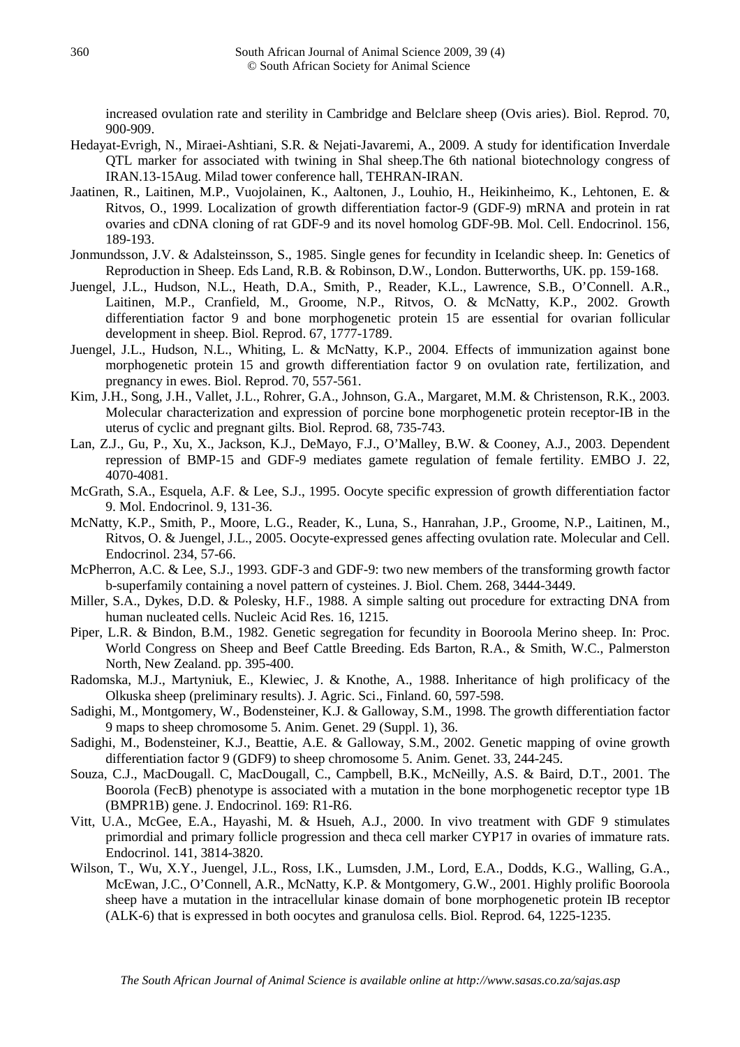increased ovulation rate and sterility in Cambridge and Belclare sheep (Ovis aries). Biol. Reprod. 70, 900-909.

Hedayat-Evrigh, N., Miraei-Ashtiani, S.R. & Nejati-Javaremi, A., 2009. A study for identification Inverdale QTL marker for associated with twining in Shal sheep.The 6th national biotechnology congress of IRAN.13-15Aug. Milad tower conference hall, TEHRAN-IRAN.

Jaatinen, R., Laitinen, M.P., Vuojolainen, K., Aaltonen, J., Louhio, H., Heikinheimo, K., Lehtonen, E. & Ritvos, O., 1999. Localization of growth differentiation factor-9 (GDF-9) mRNA and protein in rat ovaries and cDNA cloning of rat GDF-9 and its novel homolog GDF-9B. Mol. Cell. Endocrinol. 156, 189-193.

Jonmundsson, J.V. & Adalsteinsson, S., 1985. Single genes for fecundity in Icelandic sheep. In: Genetics of Reproduction in Sheep. Eds Land, R.B. & Robinson, D.W., London. Butterworths, UK. pp. 159-168.

Juengel, J.L., Hudson, N.L., Heath, D.A., Smith, P., Reader, K.L., Lawrence, S.B., O'Connell. A.R., Laitinen, M.P., Cranfield, M., Groome, N.P., Ritvos, O. & McNatty, K.P., 2002. Growth differentiation factor 9 and bone morphogenetic protein 15 are essential for ovarian follicular development in sheep. Biol. Reprod. 67, 1777-1789.

Juengel, J.L., Hudson, N.L., Whiting, L. & McNatty, K.P., 2004. Effects of immunization against bone morphogenetic protein 15 and growth differentiation factor 9 on ovulation rate, fertilization, and pregnancy in ewes. Biol. Reprod. 70, 557-561.

Kim, J.H., Song, J.H., Vallet, J.L., Rohrer, G.A., Johnson, G.A., Margaret, M.M. & Christenson, R.K., 2003. Molecular characterization and expression of porcine bone morphogenetic protein receptor-IB in the uterus of cyclic and pregnant gilts. Biol. Reprod. 68, 735-743.

Lan, Z.J., Gu, P., Xu, X., Jackson, K.J., DeMayo, F.J., O'Malley, B.W. & Cooney, A.J., 2003. Dependent repression of BMP-15 and GDF-9 mediates gamete regulation of female fertility. EMBO J. 22, 4070-4081.

McGrath, S.A., Esquela, A.F. & Lee, S.J., 1995. Oocyte specific expression of growth differentiation factor 9. Mol. Endocrinol. 9, 131-36.

McNatty, K.P., Smith, P., Moore, L.G., Reader, K., Luna, S., Hanrahan, J.P., Groome, N.P., Laitinen, M., Ritvos, O. & Juengel, J.L., 2005. Oocyte-expressed genes affecting ovulation rate. Molecular and Cell. Endocrinol. 234, 57-66.

McPherron, A.C. & Lee, S.J., 1993. GDF-3 and GDF-9: two new members of the transforming growth factor b-superfamily containing a novel pattern of cysteines. J. Biol. Chem. 268, 3444-3449.

Miller, S.A., Dykes, D.D. & Polesky, H.F., 1988. A simple salting out procedure for extracting DNA from human nucleated cells. Nucleic Acid Res. 16, 1215.

Piper, L.R. & Bindon, B.M., 1982. Genetic segregation for fecundity in Booroola Merino sheep. In: Proc. World Congress on Sheep and Beef Cattle Breeding. Eds Barton, R.A., & Smith, W.C., Palmerston North, New Zealand. pp. 395-400.

Radomska, M.J., Martyniuk, E., Klewiec, J. & Knothe, A., 1988. Inheritance of high prolificacy of the Olkuska sheep (preliminary results). J. Agric. Sci., Finland. 60, 597-598.

Sadighi, M., Montgomery, W., Bodensteiner, K.J. & Galloway, S.M., 1998. The growth differentiation factor 9 maps to sheep chromosome 5. Anim. Genet. 29 (Suppl. 1), 36.

Sadighi, M., Bodensteiner, K.J., Beattie, A.E. & Galloway, S.M., 2002. Genetic mapping of ovine growth differentiation factor 9 (GDF9) to sheep chromosome 5. Anim. Genet. 33, 244-245.

Souza, C.J., MacDougall. C, MacDougall, C., Campbell, B.K., McNeilly, A.S. & Baird, D.T., 2001. The Boorola (FecB) phenotype is associated with a mutation in the bone morphogenetic receptor type 1B (BMPR1B) gene. J. Endocrinol. 169: R1-R6.

Vitt, U.A., McGee, E.A., Hayashi, M. & Hsueh, A.J., 2000. In vivo treatment with GDF 9 stimulates primordial and primary follicle progression and theca cell marker CYP17 in ovaries of immature rats. Endocrinol. 141, 3814-3820.

Wilson, T., Wu, X.Y., Juengel, J.L., Ross, I.K., Lumsden, J.M., Lord, E.A., Dodds, K.G., Walling, G.A., McEwan, J.C., O'Connell, A.R., McNatty, K.P. & Montgomery, G.W., 2001. Highly prolific Booroola sheep have a mutation in the intracellular kinase domain of bone morphogenetic protein IB receptor (ALK-6) that is expressed in both oocytes and granulosa cells. Biol. Reprod. 64, 1225-1235.

*The South African Journal of Animal Science is available online at http://www.sasas.co.za/sajas.asp*